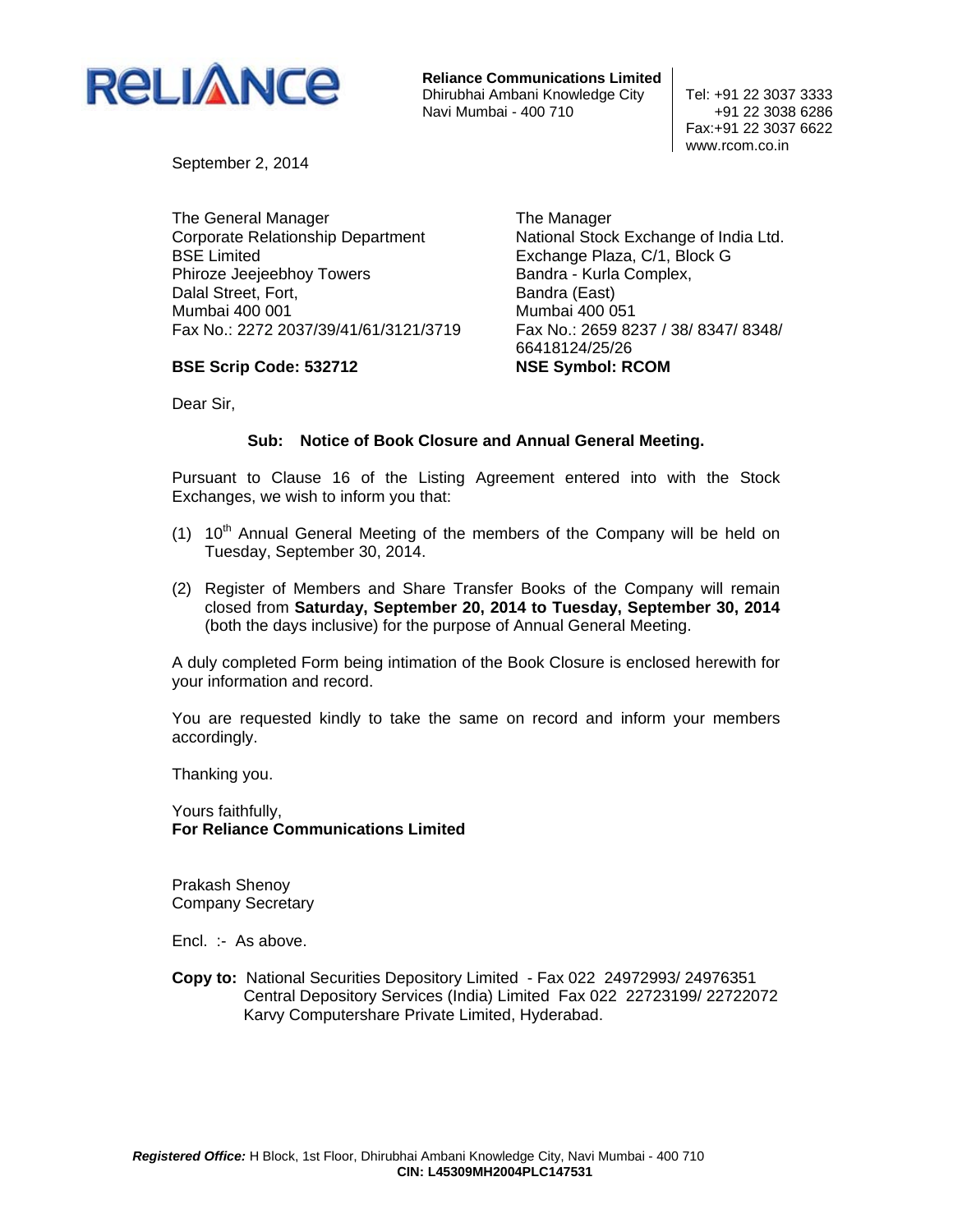**RELIANCE**

**Reliance Communications Limited**
Dhirubhai Ambani Knowledge City
Navi Mumbai - 400 710

Tel: +91 22 3037 3333
+91 22 3038 6286
Fax:+91 22 3037 6622
www.rcom.co.in

September 2, 2014

The General Manager
Corporate Relationship Department
BSE Limited
Phiroze Jeejeebhoy Towers
Dalal Street, Fort,
Mumbai 400 001
Fax No.: 2272 2037/39/41/61/3121/3719

**BSE Scrip Code: 532712**

The Manager
National Stock Exchange of India Ltd.
Exchange Plaza, C/1, Block G
Bandra - Kurla Complex,
Bandra (East)
Mumbai 400 051
Fax No.: 2659 8237 / 38/ 8347/ 8348/ 66418124/25/26

**NSE Symbol: RCOM**

Dear Sir,

**Sub: Notice of Book Closure and Annual General Meeting.**

Pursuant to Clause 16 of the Listing Agreement entered into with the Stock Exchanges, we wish to inform you that:

(1) 10th Annual General Meeting of the members of the Company will be held on Tuesday, September 30, 2014.

(2) Register of Members and Share Transfer Books of the Company will remain closed from **Saturday, September 20, 2014 to Tuesday, September 30, 2014** (both the days inclusive) for the purpose of Annual General Meeting.

A duly completed Form being intimation of the Book Closure is enclosed herewith for your information and record.

You are requested kindly to take the same on record and inform your members accordingly.

Thanking you.

Yours faithfully,
**For Reliance Communications Limited**

Prakash Shenoy
Company Secretary

Encl. :- As above.

**Copy to:** National Securities Depository Limited - Fax 022 24972993/ 24976351
Central Depository Services (India) Limited Fax 022 22723199/ 22722072
Karvy Computershare Private Limited, Hyderabad.

***Registered Office:*** H Block, 1st Floor, Dhirubhai Ambani Knowledge City, Navi Mumbai - 400 710
**CIN: L45309MH2004PLC147531**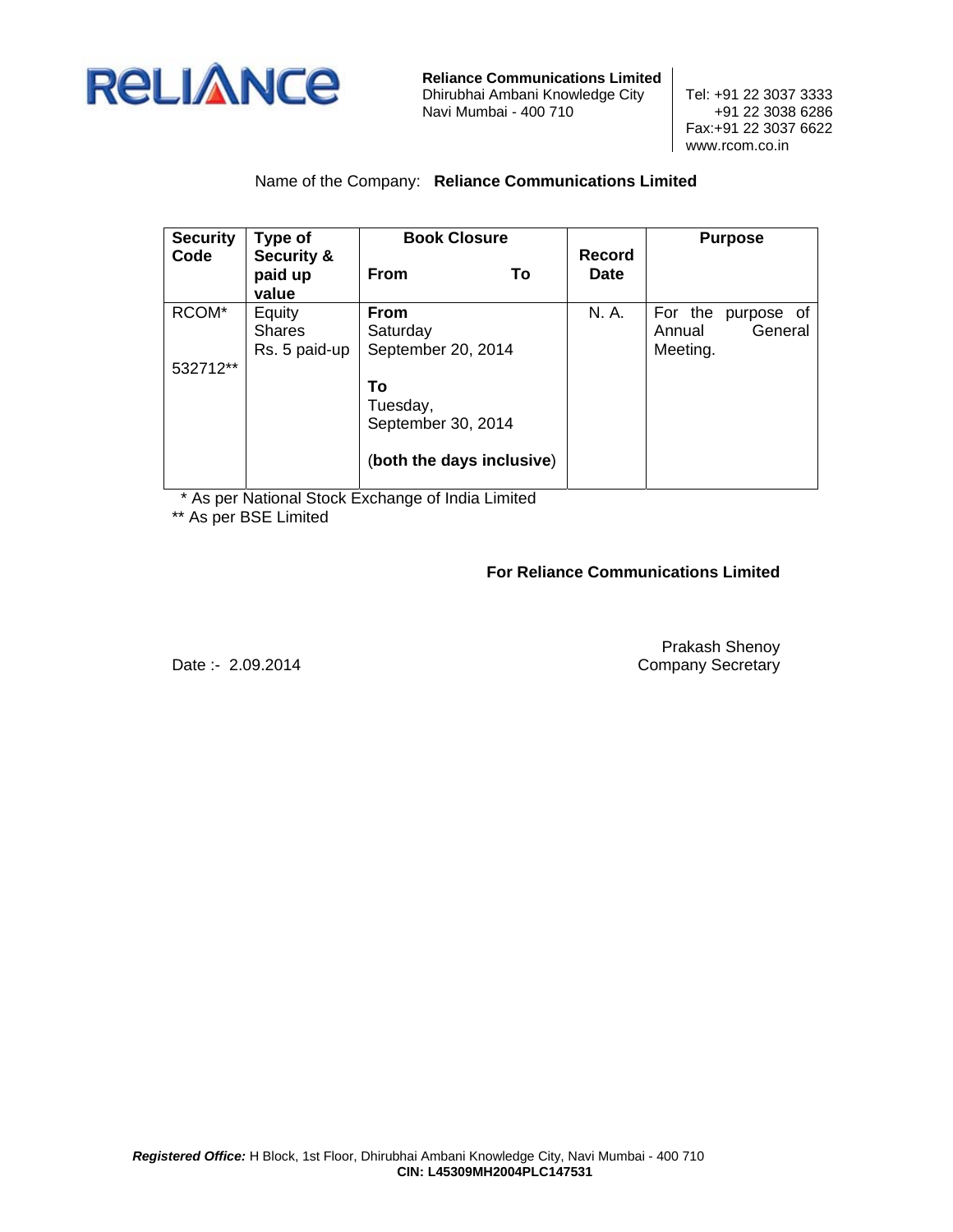**Reliance Communications Limited**
Dhirubhai Ambani Knowledge City
Navi Mumbai - 400 710

Tel: +91 22 3037 3333
+91 22 3038 6286
Fax:+91 22 3037 6622
www.rcom.co.in

Name of the Company: **Reliance Communications Limited**

| Security Code | Type of Security & paid up value | Book Closure From To | Record Date | Purpose |
|---|---|---|---|---|
| RCOM*<br><br>532712** | Equity Shares Rs. 5 paid-up | **From**<br>Saturday<br>September 20, 2014<br><br>**To**<br>Tuesday,<br>September 30, 2014<br><br>(**both the days inclusive**) | N. A. | For the purpose of Annual General Meeting. |

\* As per National Stock Exchange of India Limited
** As per BSE Limited

**For Reliance Communications Limited**

Prakash Shenoy
Company Secretary

Date :- 2.09.2014

***Registered Office:*** H Block, 1st Floor, Dhirubhai Ambani Knowledge City, Navi Mumbai - 400 710
**CIN: L45309MH2004PLC147531**